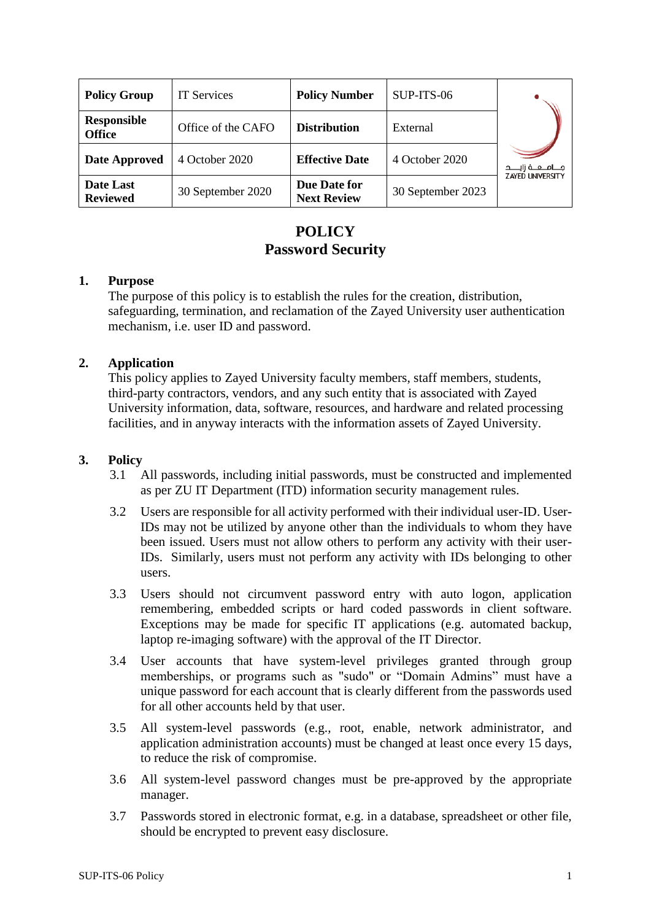| Policy Group | IT Services | Policy Number | SUP-ITS-06 |
|---|---|---|---|
| Responsible Office | Office of the CAFO | Distribution | External |
| Date Approved | 4 October 2020 | Effective Date | 4 October 2020 |
| Date Last Reviewed | 30 September 2020 | Due Date for Next Review | 30 September 2023 |

# POLICY
## Password Security

**1. Purpose**

The purpose of this policy is to establish the rules for the creation, distribution, safeguarding, termination, and reclamation of the Zayed University user authentication mechanism, i.e. user ID and password.

**2. Application**

This policy applies to Zayed University faculty members, staff members, students, third-party contractors, vendors, and any such entity that is associated with Zayed University information, data, software, resources, and hardware and related processing facilities, and in anyway interacts with the information assets of Zayed University.

**3. Policy**

3.1 All passwords, including initial passwords, must be constructed and implemented as per ZU IT Department (ITD) information security management rules.

3.2 Users are responsible for all activity performed with their individual user-ID. User-IDs may not be utilized by anyone other than the individuals to whom they have been issued. Users must not allow others to perform any activity with their user-IDs. Similarly, users must not perform any activity with IDs belonging to other users.

3.3 Users should not circumvent password entry with auto logon, application remembering, embedded scripts or hard coded passwords in client software. Exceptions may be made for specific IT applications (e.g. automated backup, laptop re-imaging software) with the approval of the IT Director.

3.4 User accounts that have system-level privileges granted through group memberships, or programs such as "sudo" or "Domain Admins" must have a unique password for each account that is clearly different from the passwords used for all other accounts held by that user.

3.5 All system-level passwords (e.g., root, enable, network administrator, and application administration accounts) must be changed at least once every 15 days, to reduce the risk of compromise.

3.6 All system-level password changes must be pre-approved by the appropriate manager.

3.7 Passwords stored in electronic format, e.g. in a database, spreadsheet or other file, should be encrypted to prevent easy disclosure.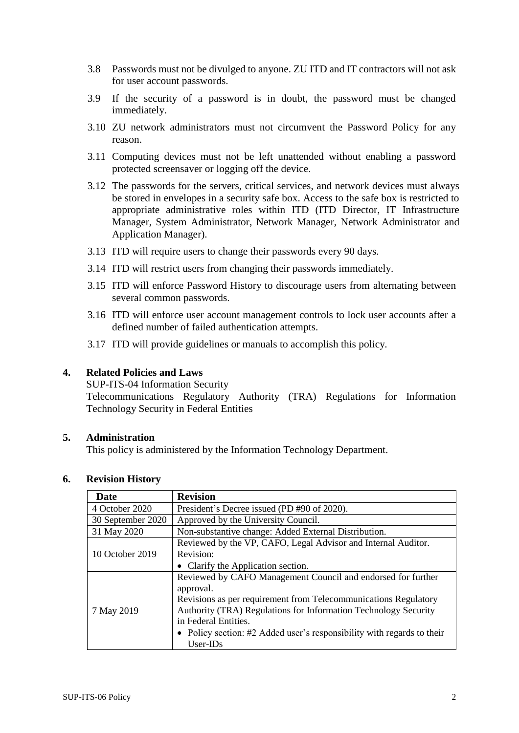3.8 Passwords must not be divulged to anyone. ZU ITD and IT contractors will not ask for user account passwords.

3.9 If the security of a password is in doubt, the password must be changed immediately.

3.10 ZU network administrators must not circumvent the Password Policy for any reason.

3.11 Computing devices must not be left unattended without enabling a password protected screensaver or logging off the device.

3.12 The passwords for the servers, critical services, and network devices must always be stored in envelopes in a security safe box. Access to the safe box is restricted to appropriate administrative roles within ITD (ITD Director, IT Infrastructure Manager, System Administrator, Network Manager, Network Administrator and Application Manager).

3.13 ITD will require users to change their passwords every 90 days.

3.14 ITD will restrict users from changing their passwords immediately.

3.15 ITD will enforce Password History to discourage users from alternating between several common passwords.

3.16 ITD will enforce user account management controls to lock user accounts after a defined number of failed authentication attempts.

3.17 ITD will provide guidelines or manuals to accomplish this policy.

## 4. Related Policies and Laws

SUP-ITS-04 Information Security

Telecommunications Regulatory Authority (TRA) Regulations for Information Technology Security in Federal Entities

## 5. Administration

This policy is administered by the Information Technology Department.

## 6. Revision History

| Date | Revision |
|---|---|
| 4 October 2020 | President's Decree issued (PD #90 of 2020). |
| 30 September 2020 | Approved by the University Council. |
| 31 May 2020 | Non-substantive change: Added External Distribution. |
| 10 October 2019 | Reviewed by the VP, CAFO, Legal Advisor and Internal Auditor.<br>Revision:<br>• Clarify the Application section. |
| 7 May 2019 | Reviewed by CAFO Management Council and endorsed for further approval.<br>Revisions as per requirement from Telecommunications Regulatory Authority (TRA) Regulations for Information Technology Security in Federal Entities.<br>• Policy section: #2 Added user's responsibility with regards to their User-IDs |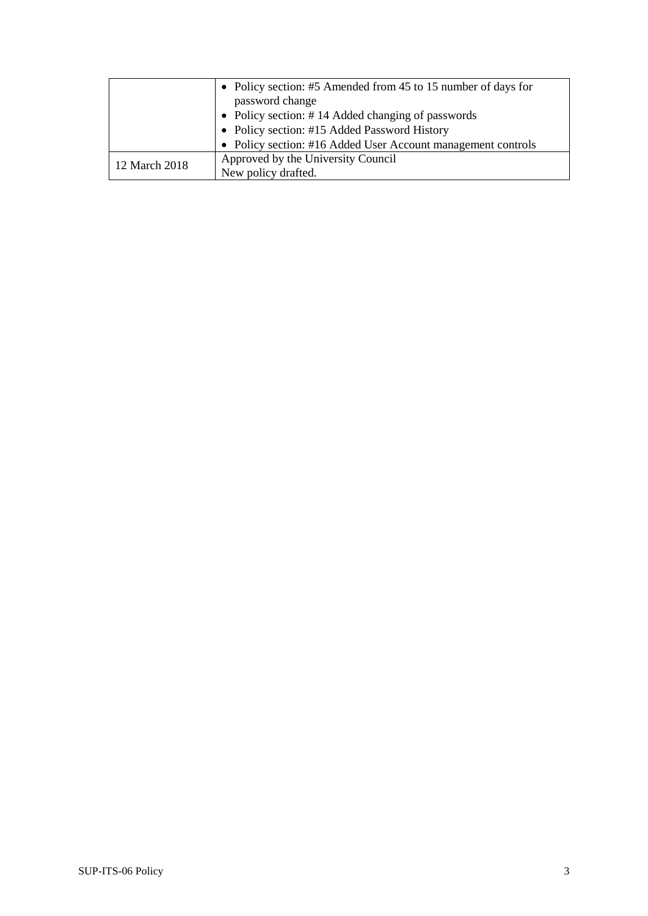| | |
|---|---|
| | • Policy section: #5 Amended from 45 to 15 number of days for password change<br>• Policy section: # 14 Added changing of passwords<br>• Policy section: #15 Added Password History<br>• Policy section: #16 Added User Account management controls |
| 12 March 2018 | Approved by the University Council<br>New policy drafted. |